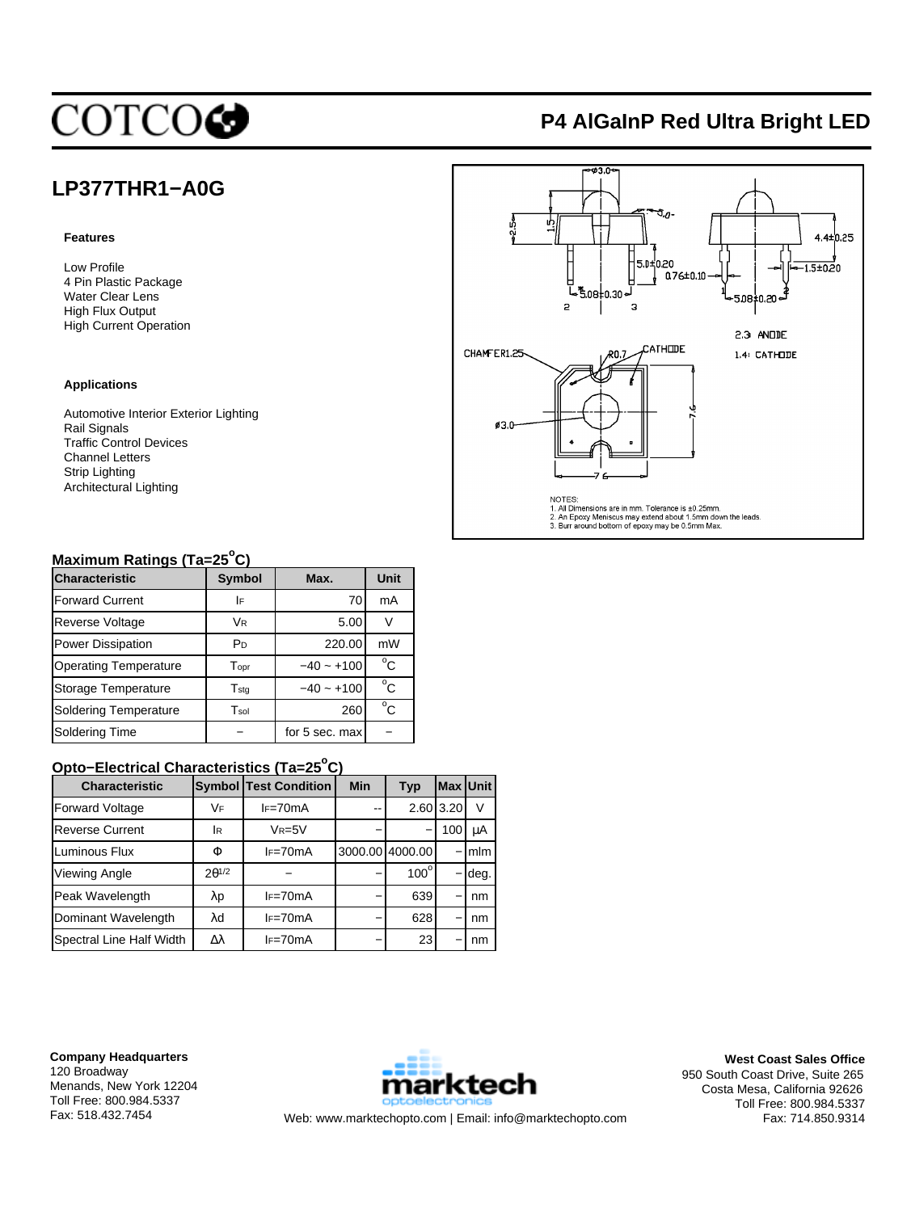# COTCO

## P4 AlGaInP Red Ultra Bright LED

## LP377THR1−A0G

### Features

Low Profile
4 Pin Plastic Package
Water Clear Lens
High Flux Output
High Current Operation

### Applications

Automotive Interior Exterior Lighting
Rail Signals
Traffic Control Devices
Channel Letters
Strip Lighting
Architectural Lighting

φ3.0, 2.5, 1.5, 5.0, 5.0±0.20, 0.76±0.10, 5.08±0.30, 4.4±0.25, 1.5±0.20, 5.08±0.20, 2, 3, 1, 2

2.3: ANODE
1.4: CATHODE

CHAMFER1.25, R0.7, CATHODE, φ3.0, 7.6, 7.6

NOTES:
1. All Dimensions are in mm. Tolerance is ±0.25mm.
2. An Epoxy Meniscus may extend about 1.5mm down the leads.
3. Burr around bottom of epoxy may be 0.5mm Max.

### Maximum Ratings (Ta=25°C)

| Characteristic | Symbol | Max. | Unit |
|---|---|---|---|
| Forward Current | $I_F$ | 70 | mA |
| Reverse Voltage | $V_R$ | 5.00 | V |
| Power Dissipation | $P_D$ | 220.00 | mW |
| Operating Temperature | $T_{opr}$ | −40 ~ +100 | °C |
| Storage Temperature | $T_{stg}$ | −40 ~ +100 | °C |
| Soldering Temperature | $T_{sol}$ | 260 | °C |
| Soldering Time | − | for 5 sec. max | − |

### Opto−Electrical Characteristics (Ta=25°C)

| Characteristic | Symbol | Test Condition | Min | Typ | Max | Unit |
|---|---|---|---|---|---|---|
| Forward Voltage | $V_F$ | $I_F$=70mA | -- | 2.60 | 3.20 | V |
| Reverse Current | $I_R$ | $V_R$=5V | − | − | 100 | μA |
| Luminous Flux | Φ | $I_F$=70mA | 3000.00 | 4000.00 | − | mlm |
| Viewing Angle | $2\theta^{1/2}$ | − | − | 100° | − | deg. |
| Peak Wavelength | λp | $I_F$=70mA | − | 639 | − | nm |
| Dominant Wavelength | λd | $I_F$=70mA | − | 628 | − | nm |
| Spectral Line Half Width | Δλ | $I_F$=70mA | − | 23 | − | nm |

**Company Headquarters**
120 Broadway
Menands, New York 12204
Toll Free: 800.984.5337
Fax: 518.432.7454

marktech optoelectronics
Web: www.marktechopto.com | Email: info@marktechopto.com

**West Coast Sales Office**
950 South Coast Drive, Suite 265
Costa Mesa, California 92626
Toll Free: 800.984.5337
Fax: 714.850.9314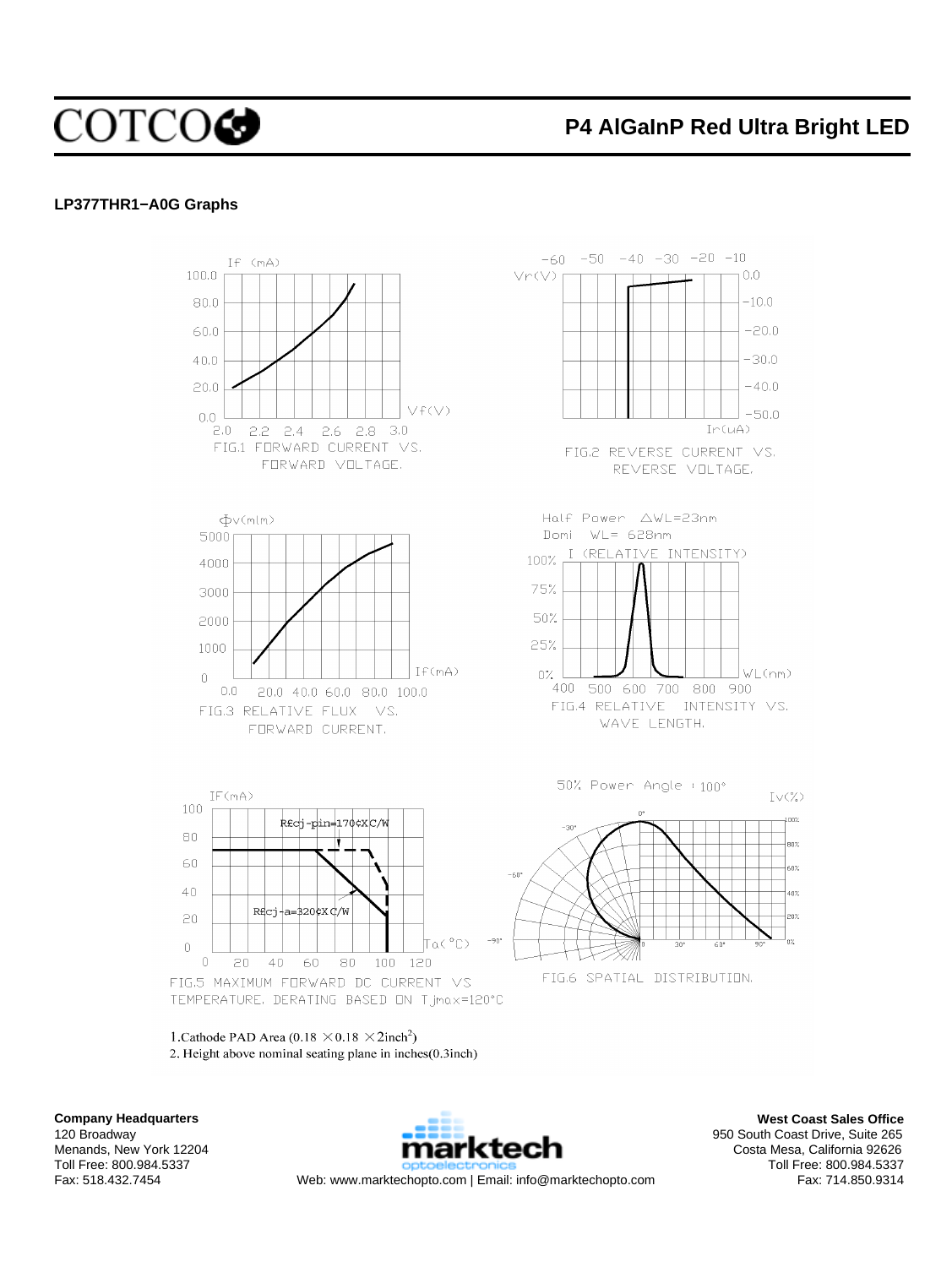# P4 AlGaInP Red Ultra Bright LED

**LP377THR1−A0G Graphs**

If (mA)
100.0
80.0
60.0
40.0
20.0
0.0
2.0 2.2 2.4 2.6 2.8 3.0
Vf(V)

FIG.1 FORWARD CURRENT VS. FORWARD VOLTAGE.

−60 −50 −40 −30 −20 −10
Vr(V)
0.0
−10.0
−20.0
−30.0
−40.0
−50.0
Ir(uA)

FIG.2 REVERSE CURRENT VS. REVERSE VOLTAGE.

Φv(mlm)
5000
4000
3000
2000
1000
0
0.0 20.0 40.0 60.0 80.0 100.0
If(mA)

FIG.3 RELATIVE FLUX VS. FORWARD CURRENT.

Half Power ΔWL=23nm
Domi WL= 628nm
I (RELATIVE INTENSITY)
100%
75%
50%
25%
0%
400 500 600 700 800 900
WL(nm)

FIG.4 RELATIVE INTENSITY VS. WAVE LENGTH.

IF(mA)
100
80
60
40
20
0
0 20 40 60 80 100 120
Ta(°C)
Rθj-pin=170°C/W
Rθj-a=320°C/W

FIG.5 MAXIMUM FORWARD DC CURRENT VS TEMPERATURE. DERATING BASED ON Tjmax=120°C

50% Power Angle : 100°
Iv(%)
0°
−30°
−60°
−90°
30° 60° 90°
100%
80%
60%
40%
20%
0%

FIG.6 SPATIAL DISTRIBUTION.

1. Cathode PAD Area (0.18 × 0.18 × 2inch[2])
2. Height above nominal seating plane in inches(0.3inch)

**Company Headquarters**
120 Broadway
Menands, New York 12204
Toll Free: 800.984.5337
Fax: 518.432.7454

Web: www.marktechopto.com | Email: info@marktechopto.com

**West Coast Sales Office**
950 South Coast Drive, Suite 265
Costa Mesa, California 92626
Toll Free: 800.984.5337
Fax: 714.850.9314